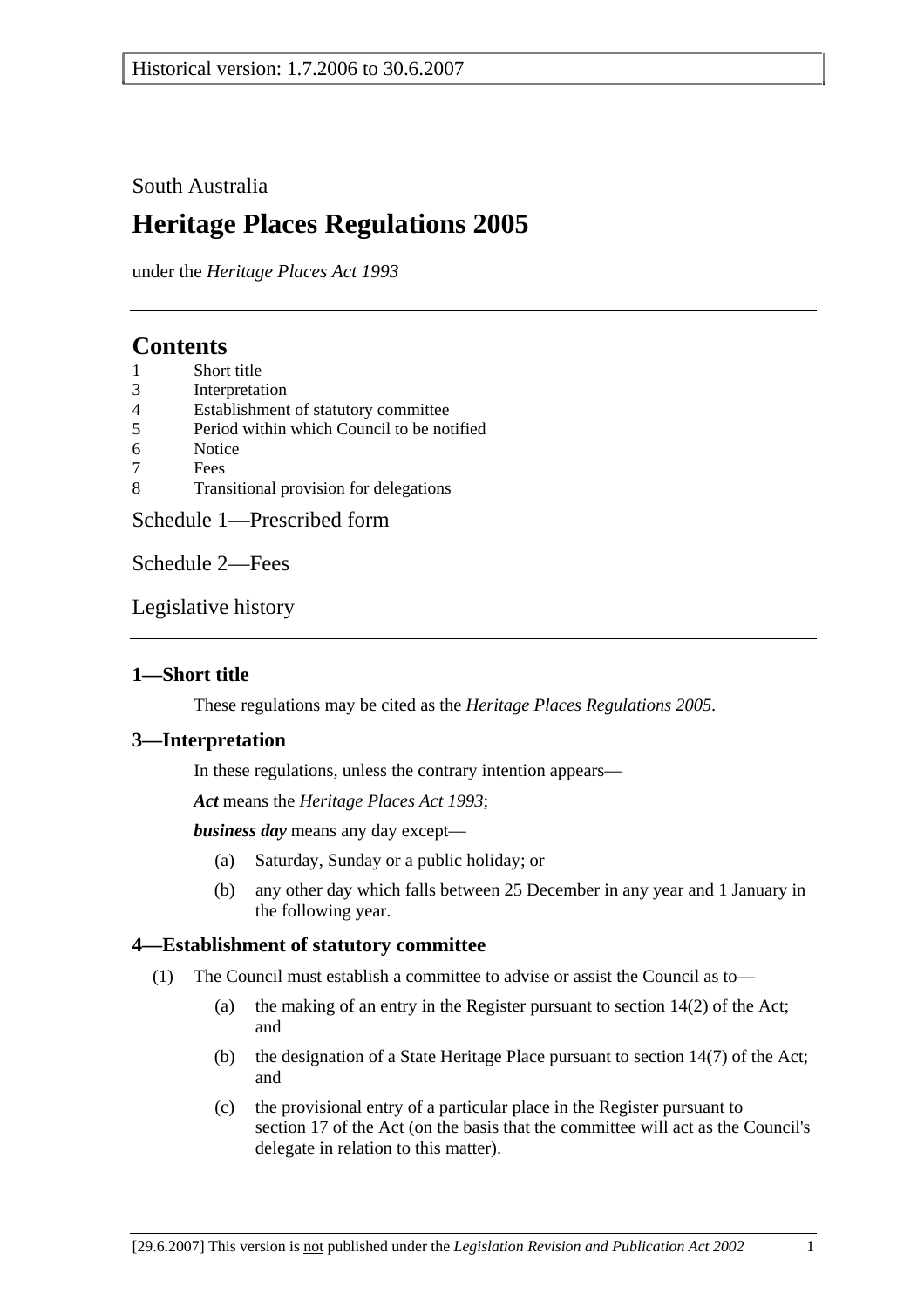Historical version: 1.7.2006 to 30.6.2007

South Australia

# Heritage Places Regulations 2005

under the *Heritage Places Act 1993*

## Contents

1 Short title
3 Interpretation
4 Establishment of statutory committee
5 Period within which Council to be notified
6 Notice
7 Fees
8 Transitional provision for delegations

Schedule 1—Prescribed form

Schedule 2—Fees

Legislative history

### 1—Short title

These regulations may be cited as the *Heritage Places Regulations 2005*.

### 3—Interpretation

In these regulations, unless the contrary intention appears—

***Act*** means the *Heritage Places Act 1993*;

***business day*** means any day except—

(a) Saturday, Sunday or a public holiday; or

(b) any other day which falls between 25 December in any year and 1 January in the following year.

### 4—Establishment of statutory committee

(1) The Council must establish a committee to advise or assist the Council as to—

(a) the making of an entry in the Register pursuant to section 14(2) of the Act; and

(b) the designation of a State Heritage Place pursuant to section 14(7) of the Act; and

(c) the provisional entry of a particular place in the Register pursuant to section 17 of the Act (on the basis that the committee will act as the Council's delegate in relation to this matter).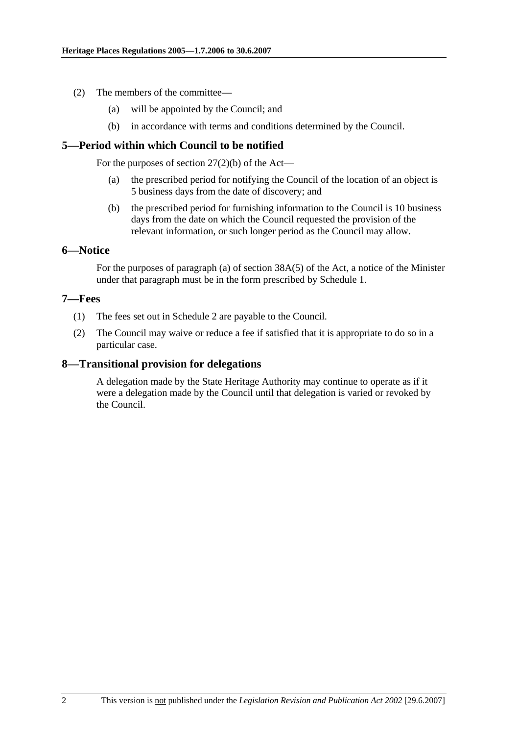(2) The members of the committee—

(a) will be appointed by the Council; and

(b) in accordance with terms and conditions determined by the Council.

## 5—Period within which Council to be notified

For the purposes of section 27(2)(b) of the Act—

(a) the prescribed period for notifying the Council of the location of an object is 5 business days from the date of discovery; and

(b) the prescribed period for furnishing information to the Council is 10 business days from the date on which the Council requested the provision of the relevant information, or such longer period as the Council may allow.

## 6—Notice

For the purposes of paragraph (a) of section 38A(5) of the Act, a notice of the Minister under that paragraph must be in the form prescribed by Schedule 1.

## 7—Fees

(1) The fees set out in Schedule 2 are payable to the Council.

(2) The Council may waive or reduce a fee if satisfied that it is appropriate to do so in a particular case.

## 8—Transitional provision for delegations

A delegation made by the State Heritage Authority may continue to operate as if it were a delegation made by the Council until that delegation is varied or revoked by the Council.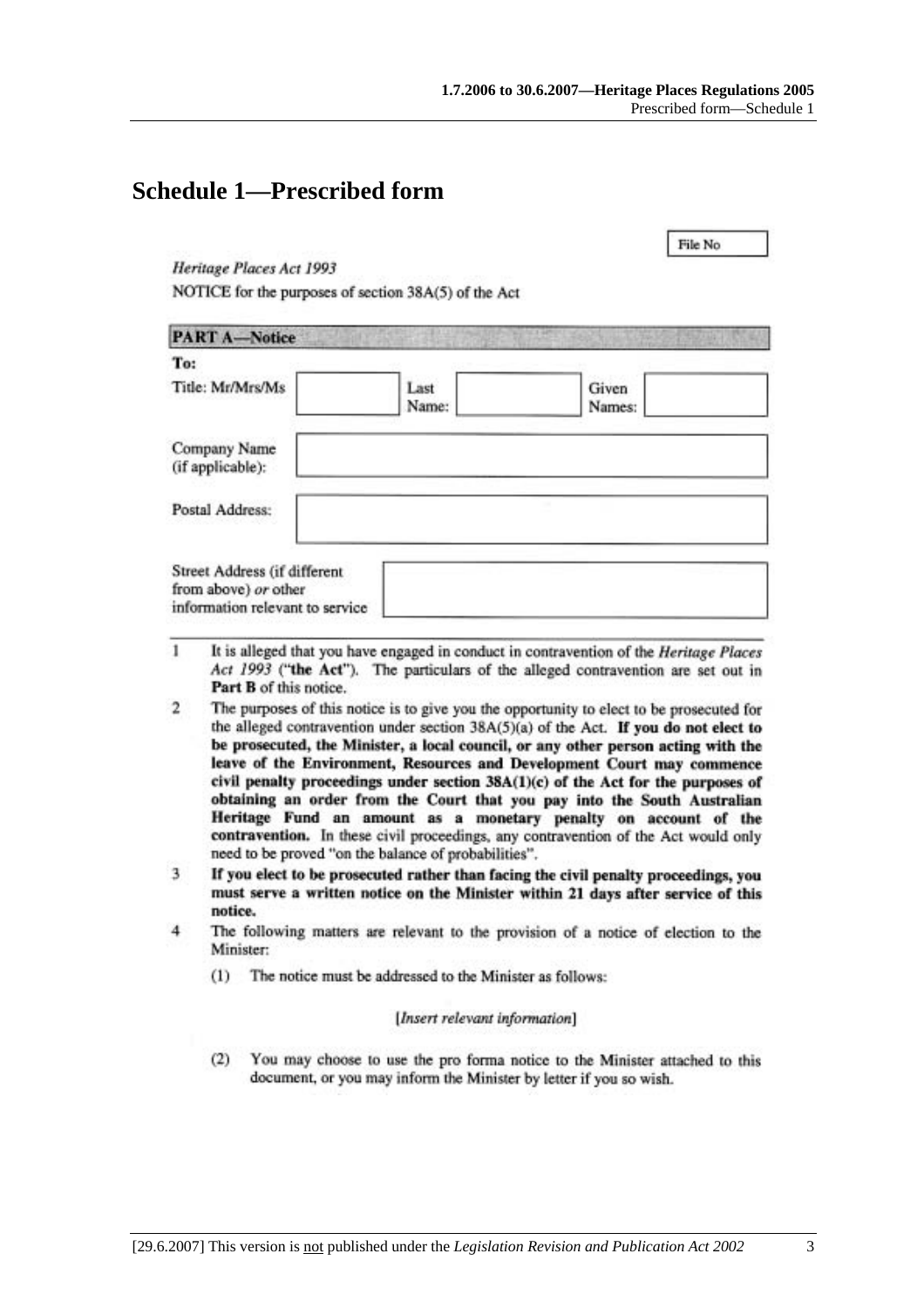# Schedule 1—Prescribed form

File No

*Heritage Places Act 1993*

NOTICE for the purposes of section 38A(5) of the Act

**PART A—Notice**

**To:**

| Title: Mr/Mrs/Ms | | Last Name: | | Given Names: | |
|---|---|---|---|---|---|
| Company Name (if applicable): | | | | | |
| Postal Address: | | | | | |
| Street Address (if different from above) *or* other information relevant to service | | | | | |

1 It is alleged that you have engaged in conduct in contravention of the *Heritage Places Act 1993* (**"the Act"**). The particulars of the alleged contravention are set out in **Part B** of this notice.

2 The purposes of this notice is to give you the opportunity to elect to be prosecuted for the alleged contravention under section 38A(5)(a) of the Act. **If you do not elect to be prosecuted, the Minister, a local council, or any other person acting with the leave of the Environment, Resources and Development Court may commence civil penalty proceedings under section 38A(1)(c) of the Act for the purposes of obtaining an order from the Court that you pay into the South Australian Heritage Fund an amount as a monetary penalty on account of the contravention.** In these civil proceedings, any contravention of the Act would only need to be proved "on the balance of probabilities".

3 **If you elect to be prosecuted rather than facing the civil penalty proceedings, you must serve a written notice on the Minister within 21 days after service of this notice.**

4 The following matters are relevant to the provision of a notice of election to the Minister:

(1) The notice must be addressed to the Minister as follows:

[*Insert relevant information*]

(2) You may choose to use the pro forma notice to the Minister attached to this document, or you may inform the Minister by letter if you so wish.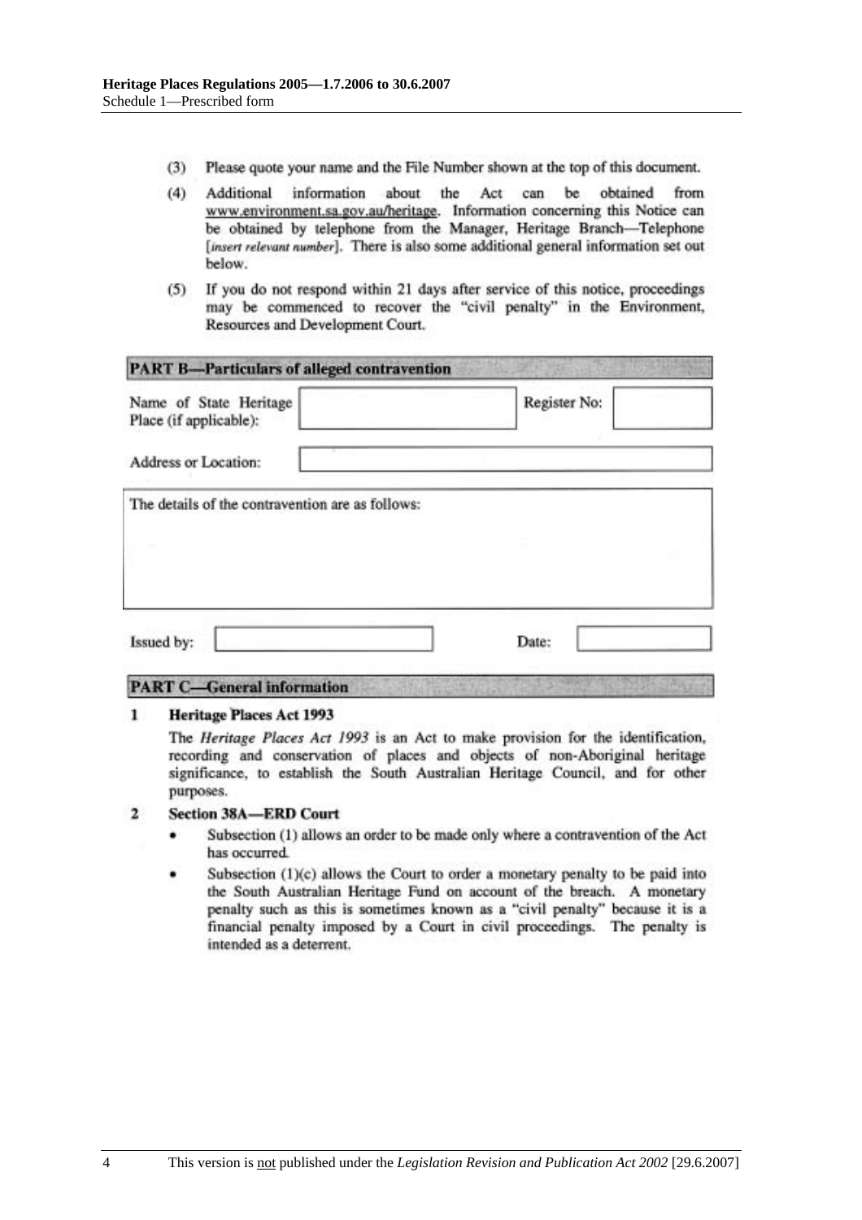(3) Please quote your name and the File Number shown at the top of this document.

(4) Additional information about the Act can be obtained from www.environment.sa.gov.au/heritage. Information concerning this Notice can be obtained by telephone from the Manager, Heritage Branch—Telephone [*insert relevant number*]. There is also some additional general information set out below.

(5) If you do not respond within 21 days after service of this notice, proceedings may be commenced to recover the "civil penalty" in the Environment, Resources and Development Court.

**PART B—Particulars of alleged contravention**

| Name of State Heritage Place (if applicable): | | Register No: | |
|---|---|---|---|
| Address or Location: | | | |

The details of the contravention are as follows:

| Issued by: | | Date: | |
|---|---|---|---|

**PART C—General information**

**1 Heritage Places Act 1993**

The *Heritage Places Act 1993* is an Act to make provision for the identification, recording and conservation of places and objects of non-Aboriginal heritage significance, to establish the South Australian Heritage Council, and for other purposes.

**2 Section 38A—ERD Court**

- Subsection (1) allows an order to be made only where a contravention of the Act has occurred.
- Subsection (1)(c) allows the Court to order a monetary penalty to be paid into the South Australian Heritage Fund on account of the breach. A monetary penalty such as this is sometimes known as a "civil penalty" because it is a financial penalty imposed by a Court in civil proceedings. The penalty is intended as a deterrent.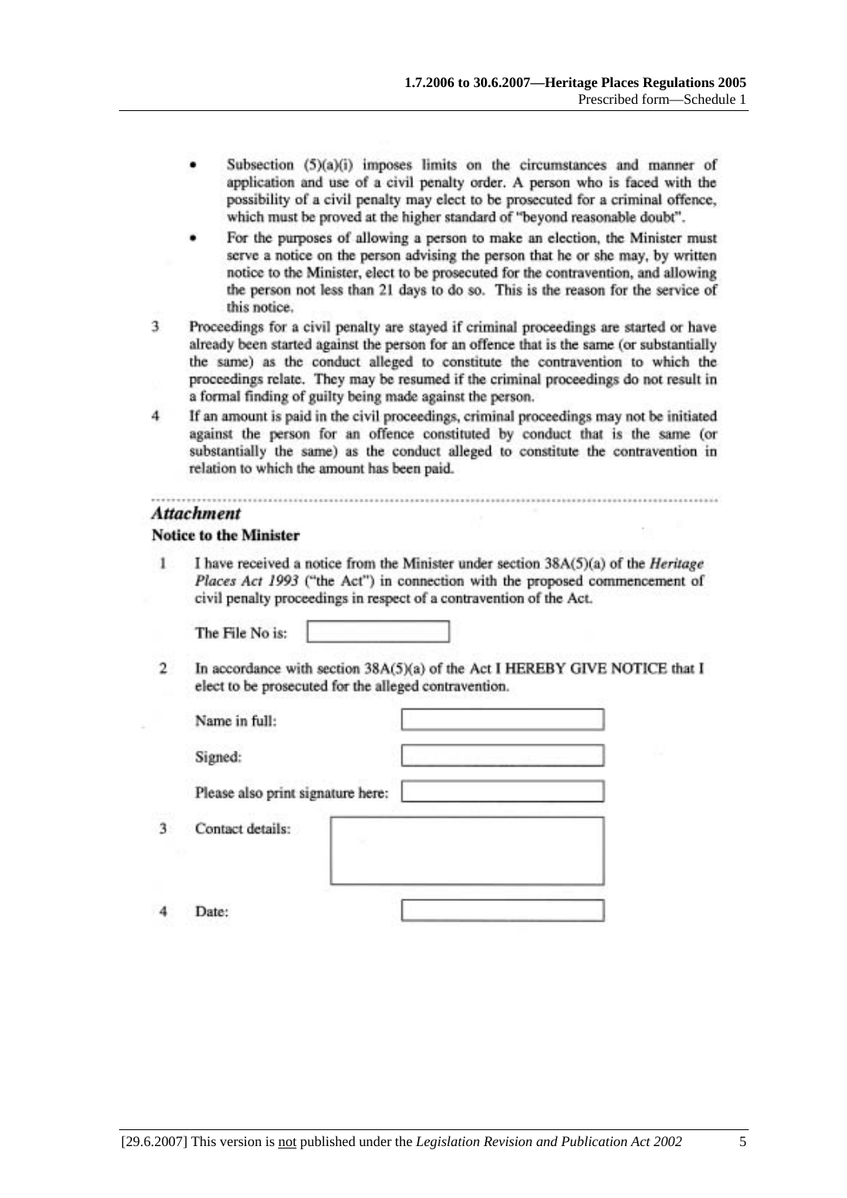- Subsection (5)(a)(i) imposes limits on the circumstances and manner of application and use of a civil penalty order. A person who is faced with the possibility of a civil penalty may elect to be prosecuted for a criminal offence, which must be proved at the higher standard of "beyond reasonable doubt".
- For the purposes of allowing a person to make an election, the Minister must serve a notice on the person advising the person that he or she may, by written notice to the Minister, elect to be prosecuted for the contravention, and allowing the person not less than 21 days to do so. This is the reason for the service of this notice.

3 Proceedings for a civil penalty are stayed if criminal proceedings are started or have already been started against the person for an offence that is the same (or substantially the same) as the conduct alleged to constitute the contravention to which the proceedings relate. They may be resumed if the criminal proceedings do not result in a formal finding of guilty being made against the person.

4 If an amount is paid in the civil proceedings, criminal proceedings may not be initiated against the person for an offence constituted by conduct that is the same (or substantially the same) as the conduct alleged to constitute the contravention in relation to which the amount has been paid.

---

### *Attachment*

**Notice to the Minister**

1 I have received a notice from the Minister under section 38A(5)(a) of the *Heritage Places Act 1993* ("the Act") in connection with the proposed commencement of civil penalty proceedings in respect of a contravention of the Act.

The File No is: ____________

2 In accordance with section 38A(5)(a) of the Act I HEREBY GIVE NOTICE that I elect to be prosecuted for the alleged contravention.

Name in full: ____________

Signed: ____________

Please also print signature here: ____________

3 Contact details: ____________

4 Date: ____________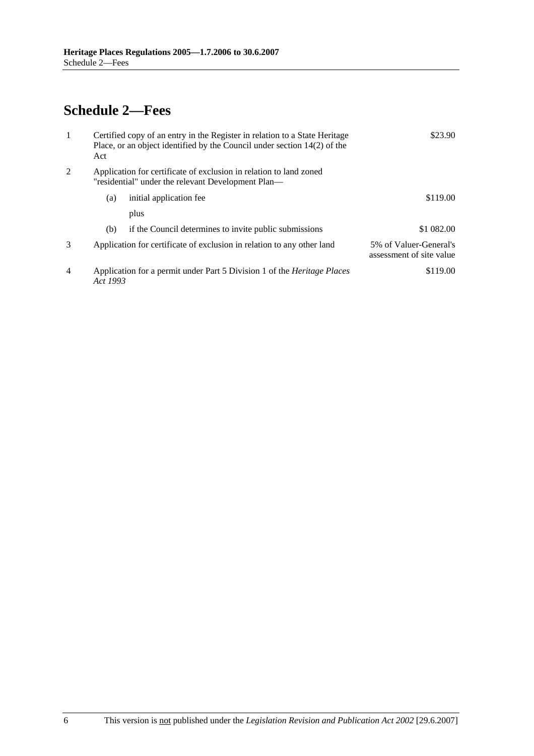# Schedule 2—Fees

| | | |
|---|---|---|
| 1 | Certified copy of an entry in the Register in relation to a State Heritage Place, or an object identified by the Council under section 14(2) of the Act | $23.90 |
| 2 | Application for certificate of exclusion in relation to land zoned "residential" under the relevant Development Plan— | |
| | (a) initial application fee | $119.00 |
| | plus | |
| | (b) if the Council determines to invite public submissions | $1 082.00 |
| 3 | Application for certificate of exclusion in relation to any other land | 5% of Valuer-General's assessment of site value |
| 4 | Application for a permit under Part 5 Division 1 of the *Heritage Places Act 1993* | $119.00 |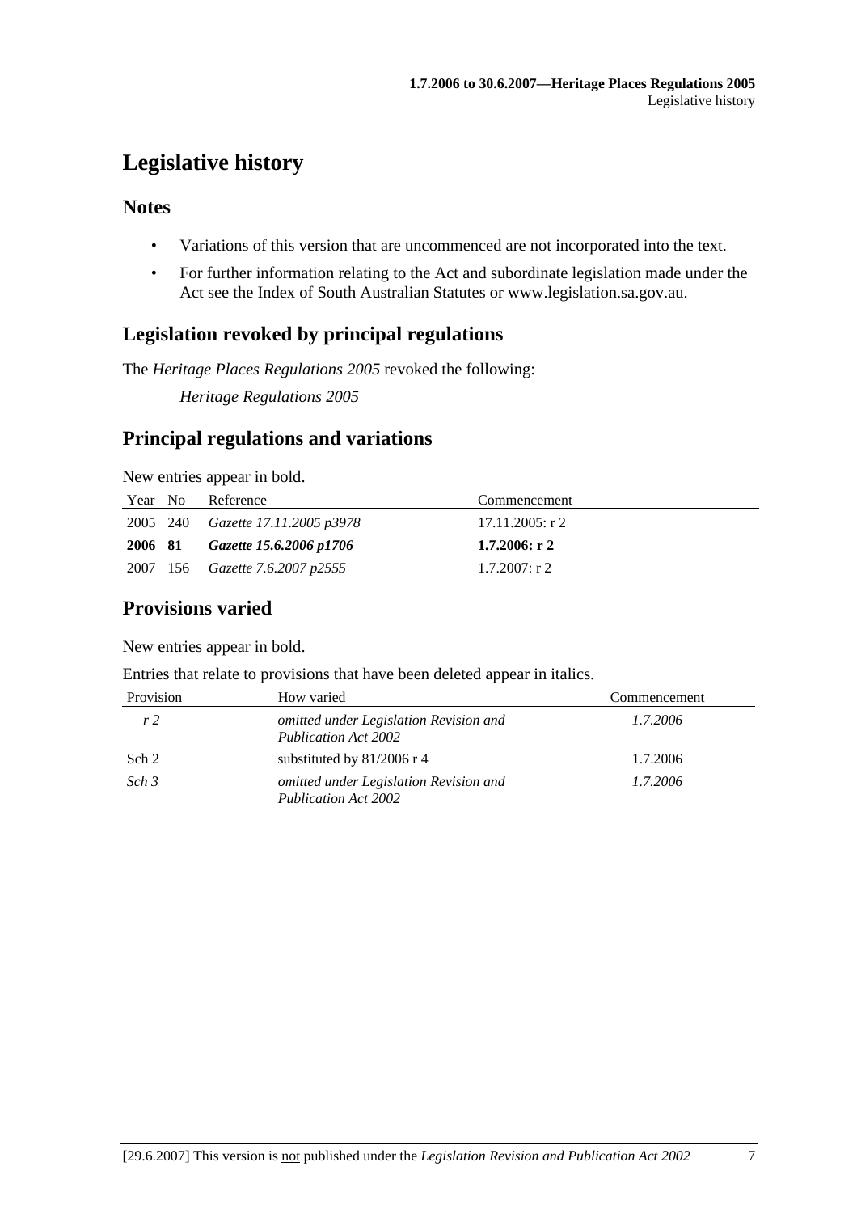# Legislative history

## Notes

- Variations of this version that are uncommenced are not incorporated into the text.
- For further information relating to the Act and subordinate legislation made under the Act see the Index of South Australian Statutes or www.legislation.sa.gov.au.

## Legislation revoked by principal regulations

The *Heritage Places Regulations 2005* revoked the following:

*Heritage Regulations 2005*

## Principal regulations and variations

New entries appear in bold.

| Year | No | Reference | Commencement |
|---|---|---|---|
| 2005 | 240 | *Gazette 17.11.2005 p3978* | 17.11.2005: r 2 |
| **2006** | **81** | ***Gazette 15.6.2006 p1706*** | **1.7.2006: r 2** |
| 2007 | 156 | *Gazette 7.6.2007 p2555* | 1.7.2007: r 2 |

## Provisions varied

New entries appear in bold.

Entries that relate to provisions that have been deleted appear in italics.

| Provision | How varied | Commencement |
|---|---|---|
| *r 2* | *omitted under Legislation Revision and Publication Act 2002* | *1.7.2006* |
| Sch 2 | substituted by 81/2006 r 4 | 1.7.2006 |
| *Sch 3* | *omitted under Legislation Revision and Publication Act 2002* | *1.7.2006* |